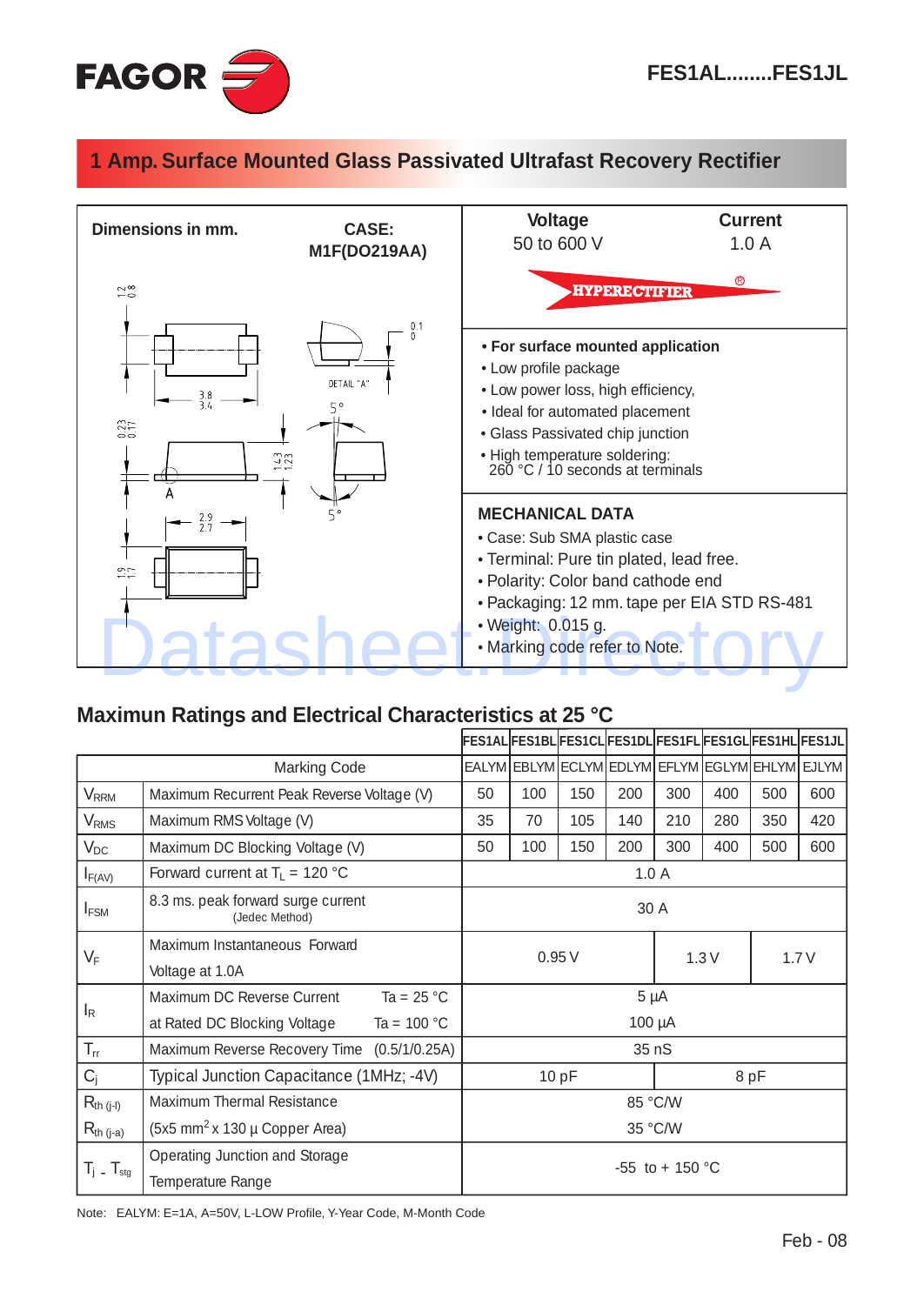# FES1AL........FES1JL

## 1 Amp. Surface Mounted Glass Passivated Ultrafast Recovery Rectifier

**Dimensions in mm.**

**CASE: M1F(DO219AA)**

**Voltage** 50 to 600 V

**Current** 1.0 A

HYPERECTIFIER®

- **For surface mounted application**
- Low profile package
- Low power loss, high efficiency,
- Ideal for automated placement
- Glass Passivated chip junction
- High temperature soldering: 260 °C / 10 seconds at terminals

### MECHANICAL DATA

- Case: Sub SMA plastic case
- Terminal: Pure tin plated, lead free.
- Polarity: Color band cathode end
- Packaging: 12 mm. tape per EIA STD RS-481
- Weight: 0.015 g.
- Marking code refer to Note.

## Maximun Ratings and Electrical Characteristics at 25 °C

| | | FES1AL | FES1BL | FES1CL | FES1DL | FES1FL | FES1GL | FES1HL | FES1JL |
|---|---|---|---|---|---|---|---|---|---|
| | Marking Code | EALYM | EBLYM | ECLYM | EDLYM | EFLYM | EGLYM | EHLYM | EJLYM |
| $V_{RRM}$ | Maximum Recurrent Peak Reverse Voltage (V) | 50 | 100 | 150 | 200 | 300 | 400 | 500 | 600 |
| $V_{RMS}$ | Maximum RMS Voltage (V) | 35 | 70 | 105 | 140 | 210 | 280 | 350 | 420 |
| $V_{DC}$ | Maximum DC Blocking Voltage (V) | 50 | 100 | 150 | 200 | 300 | 400 | 500 | 600 |
| $I_{F(AV)}$ | Forward current at $T_L$ = 120 °C | 1.0 A | | | | | | | |
| $I_{FSM}$ | 8.3 ms. peak forward surge current (Jedec Method) | 30 A | | | | | | | |
| $V_F$ | Maximum Instantaneous Forward Voltage at 1.0A | 0.95 V | | | | 1.3 V | | 1.7 V | |
| $I_R$ | Maximum DC Reverse Current at Rated DC Blocking Voltage, Ta = 25 °C | 5 µA | | | | | | | |
| | Ta = 100 °C | 100 µA | | | | | | | |
| $T_{rr}$ | Maximum Reverse Recovery Time (0.5/1/0.25A) | 35 nS | | | | | | | |
| $C_j$ | Typical Junction Capacitance (1MHz; -4V) | 10 pF | | | | 8 pF | | | |
| $R_{th\ (j-l)}$ | Maximum Thermal Resistance | 85 °C/W | | | | | | | |
| $R_{th\ (j-a)}$ | (5x5 mm$^2$ x 130 µ Copper Area) | 35 °C/W | | | | | | | |
| $T_j$ - $T_{stg}$ | Operating Junction and Storage Temperature Range | -55 to + 150 °C | | | | | | | |

Note: EALYM: E=1A, A=50V, L-LOW Profile, Y-Year Code, M-Month Code

Feb - 08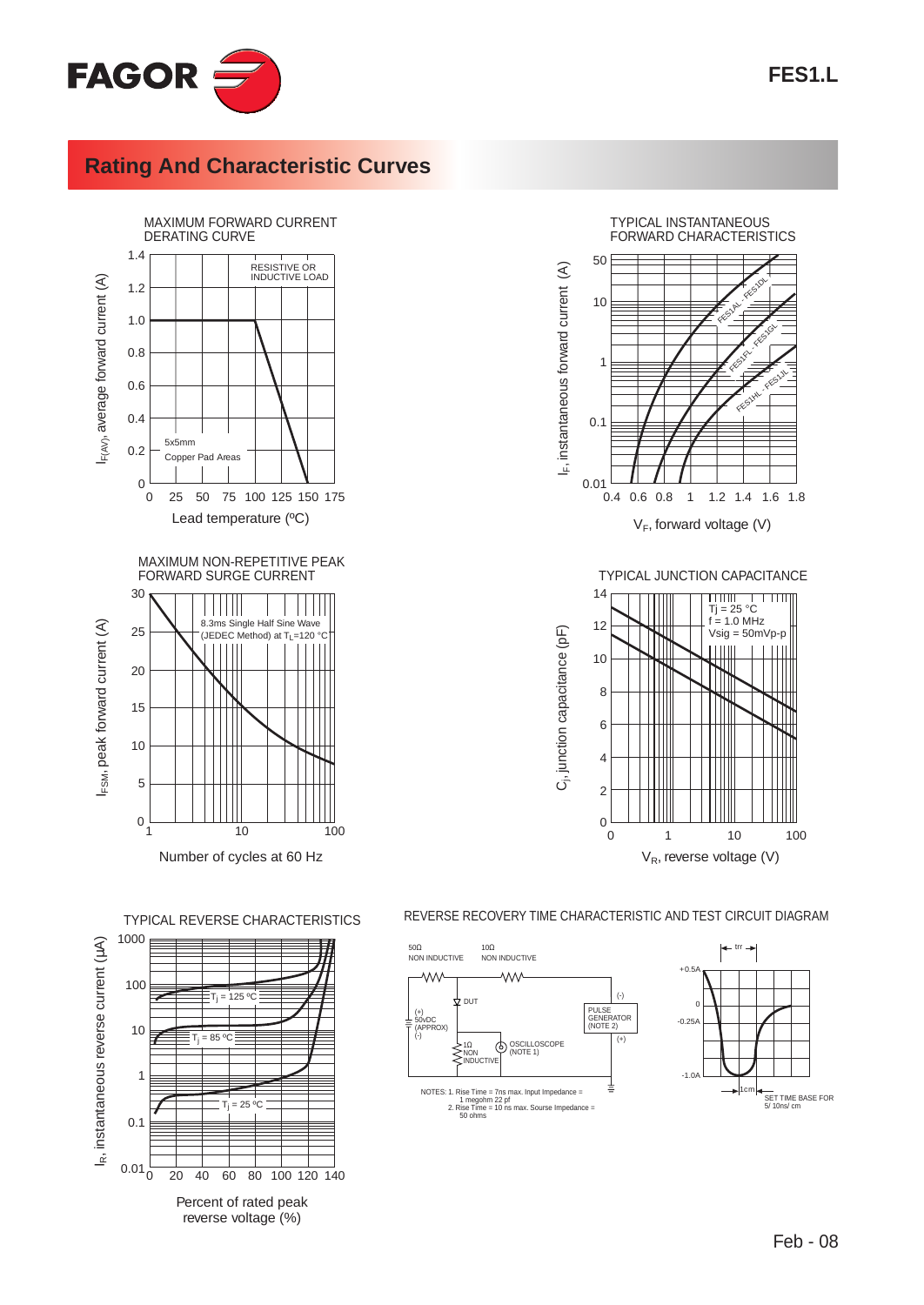## Rating And Characteristic Curves

MAXIMUM FORWARD CURRENT DERATING CURVE

$I_{F(AV)}$, average forward current (A)

1.4
1.2
1.0
0.8
0.6
0.4
0.2
0

RESISTIVE OR INDUCTIVE LOAD

5x5mm
Copper Pad Areas

0 25 50 75 100 125 150 175

Lead temperature (ºC)

TYPICAL INSTANTANEOUS FORWARD CHARACTERISTICS

$I_F$, instantaneous forward current (A)

50
10
1
0.1
0.01

FES1AL - FES1DL
FES1FL - FES1GL
FES1HL - FES1JL

0.4 0.6 0.8 1 1.2 1.4 1.6 1.8

$V_F$, forward voltage (V)

MAXIMUM NON-REPETITIVE PEAK FORWARD SURGE CURRENT

$I_{FSM}$, peak forward current (A)

30
25
20
15
10
5
0

8.3ms Single Half Sine Wave
(JEDEC Method) at $T_L$=120 °C

1 10 100

Number of cycles at 60 Hz

TYPICAL JUNCTION CAPACITANCE

$C_j$, junction capacitance (pF)

14
12
10
8
6
4
2
0

Tj = 25 °C
f = 1.0 MHz
Vsig = 50mVp-p

0 1 10 100

$V_R$, reverse voltage (V)

TYPICAL REVERSE CHARACTERISTICS

$I_R$, instantaneous reverse current (μA)

1000
100
10
1
0.1
0.01

$T_j$ = 125 ºC
$T_j$ = 85 ºC
$T_j$ = 25 ºC

0 20 40 60 80 100 120 140

Percent of rated peak reverse voltage (%)

REVERSE RECOVERY TIME CHARACTERISTIC AND TEST CIRCUIT DIAGRAM

50Ω NON INDUCTIVE
10Ω NON INDUCTIVE
DUT
(+) 50vDC (APPROX) (-)
1Ω NON INDUCTIVE
OSCILLOSCOPE (NOTE 1)
PULSE GENERATOR (NOTE 2)
(-)
(+)

NOTES: 1. Rise Time = 7ns max. Input Impedance = 1 megohm 22 pf
2. Rise Time = 10 ns max. Sourse Impedance = 50 ohms

trr
+0.5A
0
-0.25A
-1.0A
1cm
SET TIME BASE FOR 5/ 10ns/ cm

Feb - 08